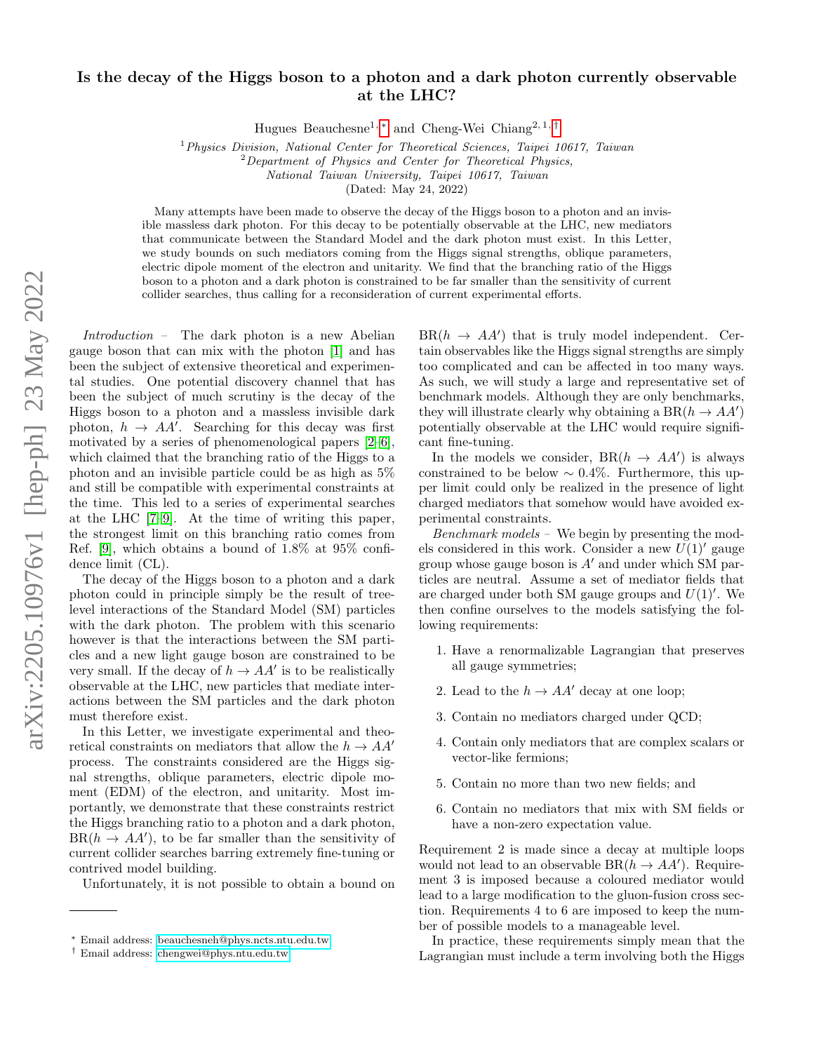# Is the decay of the Higgs boson to a photon and a dark photon currently observable at the LHC?

Hugues Beauchesne[1,*] and Cheng-Wei Chiang[2,1,†]

[1] *Physics Division, National Center for Theoretical Sciences, Taipei 10617, Taiwan*
[2] *Department of Physics and Center for Theoretical Physics, National Taiwan University, Taipei 10617, Taiwan*

(Dated: May 24, 2022)

Many attempts have been made to observe the decay of the Higgs boson to a photon and an invisible massless dark photon. For this decay to be potentially observable at the LHC, new mediators that communicate between the Standard Model and the dark photon must exist. In this Letter, we study bounds on such mediators coming from the Higgs signal strengths, oblique parameters, electric dipole moment of the electron and unitarity. We find that the branching ratio of the Higgs boson to a photon and a dark photon is constrained to be far smaller than the sensitivity of current collider searches, thus calling for a reconsideration of current experimental efforts.

*Introduction* – The dark photon is a new Abelian gauge boson that can mix with the photon [1] and has been the subject of extensive theoretical and experimental studies. One potential discovery channel that has been the subject of much scrutiny is the decay of the Higgs boson to a photon and a massless invisible dark photon, $h \to AA'$. Searching for this decay was first motivated by a series of phenomenological papers [2–6], which claimed that the branching ratio of the Higgs to a photon and an invisible particle could be as high as 5% and still be compatible with experimental constraints at the time. This led to a series of experimental searches at the LHC [7–9]. At the time of writing this paper, the strongest limit on this branching ratio comes from Ref. [9], which obtains a bound of 1.8% at 95% confidence limit (CL).

The decay of the Higgs boson to a photon and a dark photon could in principle simply be the result of tree-level interactions of the Standard Model (SM) particles with the dark photon. The problem with this scenario however is that the interactions between the SM particles and a new light gauge boson are constrained to be very small. If the decay of $h \to AA'$ is to be realistically observable at the LHC, new particles that mediate interactions between the SM particles and the dark photon must therefore exist.

In this Letter, we investigate experimental and theoretical constraints on mediators that allow the $h \to AA'$ process. The constraints considered are the Higgs signal strengths, oblique parameters, electric dipole moment (EDM) of the electron, and unitarity. Most importantly, we demonstrate that these constraints restrict the Higgs branching ratio to a photon and a dark photon, $\text{BR}(h \to AA')$, to be far smaller than the sensitivity of current collider searches barring extremely fine-tuning or contrived model building.

Unfortunately, it is not possible to obtain a bound on $\text{BR}(h \to AA')$ that is truly model independent. Certain observables like the Higgs signal strengths are simply too complicated and can be affected in too many ways. As such, we will study a large and representative set of benchmark models. Although they are only benchmarks, they will illustrate clearly why obtaining a $\text{BR}(h \to AA')$ potentially observable at the LHC would require significant fine-tuning.

In the models we consider, $\text{BR}(h \to AA')$ is always constrained to be below $\sim 0.4\%$. Furthermore, this upper limit could only be realized in the presence of light charged mediators that somehow would have avoided experimental constraints.

*Benchmark models* – We begin by presenting the models considered in this work. Consider a new $U(1)'$ gauge group whose gauge boson is $A'$ and under which SM particles are neutral. Assume a set of mediator fields that are charged under both SM gauge groups and $U(1)'$. We then confine ourselves to the models satisfying the following requirements:

1. Have a renormalizable Lagrangian that preserves all gauge symmetries;
2. Lead to the $h \to AA'$ decay at one loop;
3. Contain no mediators charged under QCD;
4. Contain only mediators that are complex scalars or vector-like fermions;
5. Contain no more than two new fields; and
6. Contain no mediators that mix with SM fields or have a non-zero expectation value.

Requirement 2 is made since a decay at multiple loops would not lead to an observable $\text{BR}(h \to AA')$. Requirement 3 is imposed because a coloured mediator would lead to a large modification to the gluon-fusion cross section. Requirements 4 to 6 are imposed to keep the number of possible models to a manageable level.

In practice, these requirements simply mean that the Lagrangian must include a term involving both the Higgs

---

[*] Email address: beauchesneh@phys.ncts.ntu.edu.tw
[†] Email address: chengwei@phys.ntu.edu.tw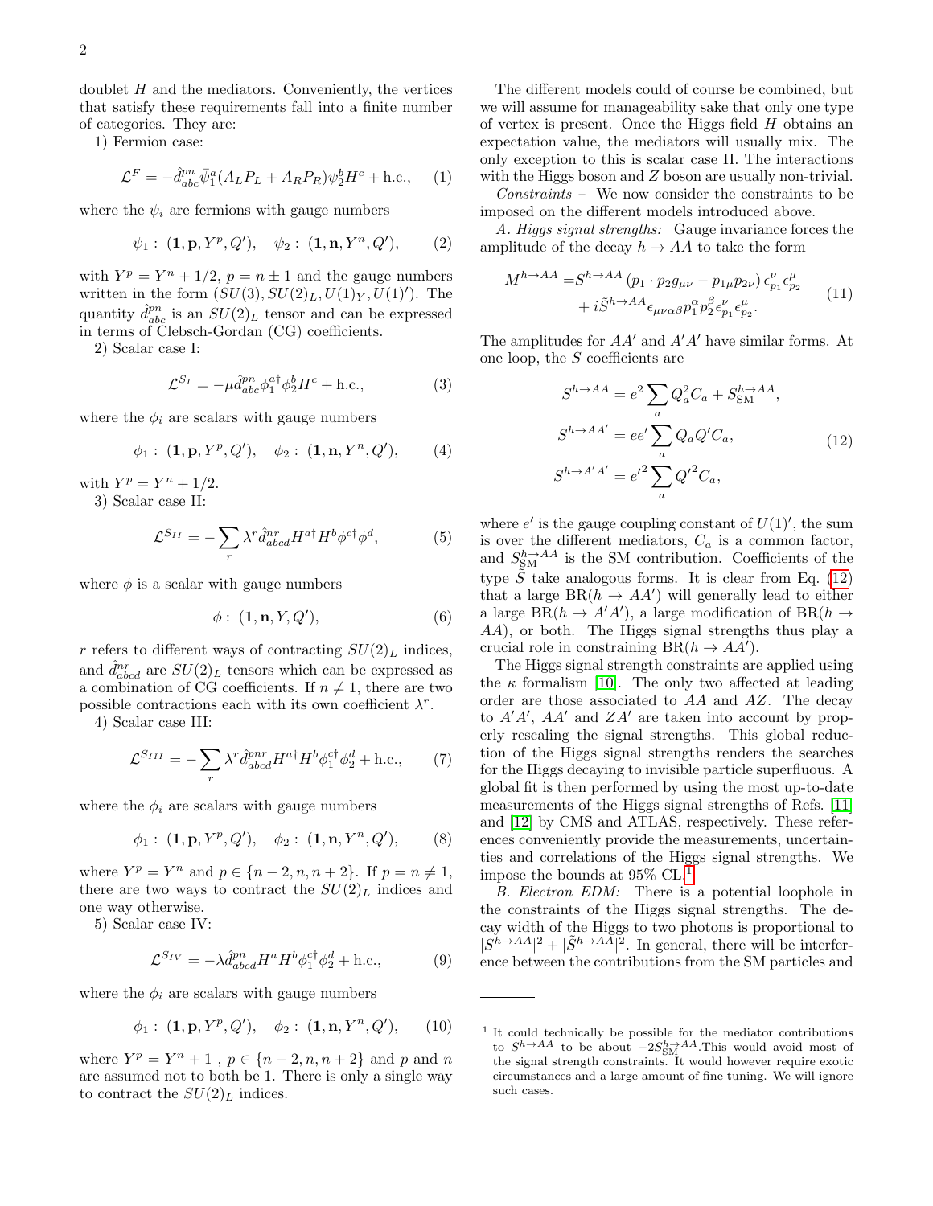doublet $H$ and the mediators. Conveniently, the vertices that satisfy these requirements fall into a finite number of categories. They are:

1) Fermion case:

$$\mathcal{L}^F = -\hat{d}^{pn}_{abc}\bar{\psi}^a_1(A_L P_L + A_R P_R)\psi^b_2 H^c + \text{h.c.}, \quad (1)$$

where the $\psi_i$ are fermions with gauge numbers

$$\psi_1 : (\mathbf{1}, \mathbf{p}, Y^p, Q'), \quad \psi_2 : (\mathbf{1}, \mathbf{n}, Y^n, Q'), \quad (2)$$

with $Y^p = Y^n + 1/2$, $p = n \pm 1$ and the gauge numbers written in the form $(SU(3), SU(2)_L, U(1)_Y, U(1)')$. The quantity $\hat{d}^{pn}_{abc}$ is an $SU(2)_L$ tensor and can be expressed in terms of Clebsch-Gordan (CG) coefficients.

2) Scalar case I:

$$\mathcal{L}^{S_I} = -\mu\hat{d}^{pn}_{abc}\phi^{a\dagger}_1\phi^b_2 H^c + \text{h.c.}, \quad (3)$$

where the $\phi_i$ are scalars with gauge numbers

$$\phi_1 : (\mathbf{1}, \mathbf{p}, Y^p, Q'), \quad \phi_2 : (\mathbf{1}, \mathbf{n}, Y^n, Q'), \quad (4)$$

with $Y^p = Y^n + 1/2$.

3) Scalar case II:

$$\mathcal{L}^{S_{II}} = -\sum_r \lambda^r \hat{d}^{nr}_{abcd} H^{a\dagger} H^b \phi^{c\dagger}\phi^d, \quad (5)$$

where $\phi$ is a scalar with gauge numbers

$$\phi : (\mathbf{1}, \mathbf{n}, Y, Q'), \quad (6)$$

$r$ refers to different ways of contracting $SU(2)_L$ indices, and $\hat{d}^{nr}_{abcd}$ are $SU(2)_L$ tensors which can be expressed as a combination of CG coefficients. If $n \neq 1$, there are two possible contractions each with its own coefficient $\lambda^r$.

4) Scalar case III:

$$\mathcal{L}^{S_{III}} = -\sum_r \lambda^r \hat{d}^{pnr}_{abcd} H^{a\dagger} H^b \phi^{c\dagger}_1\phi^d_2 + \text{h.c.}, \quad (7)$$

where the $\phi_i$ are scalars with gauge numbers

$$\phi_1 : (\mathbf{1}, \mathbf{p}, Y^p, Q'), \quad \phi_2 : (\mathbf{1}, \mathbf{n}, Y^n, Q'), \quad (8)$$

where $Y^p = Y^n$ and $p \in \{n-2, n, n+2\}$. If $p = n \neq 1$, there are two ways to contract the $SU(2)_L$ indices and one way otherwise.

5) Scalar case IV:

$$\mathcal{L}^{S_{IV}} = -\lambda\hat{d}^{pn}_{abcd} H^a H^b \phi^{c\dagger}_1\phi^d_2 + \text{h.c.}, \quad (9)$$

where the $\phi_i$ are scalars with gauge numbers

$$\phi_1 : (\mathbf{1}, \mathbf{p}, Y^p, Q'), \quad \phi_2 : (\mathbf{1}, \mathbf{n}, Y^n, Q'), \quad (10)$$

where $Y^p = Y^n + 1$ , $p \in \{n-2, n, n+2\}$ and $p$ and $n$ are assumed not to both be 1. There is only a single way to contract the $SU(2)_L$ indices.

The different models could of course be combined, but we will assume for manageability sake that only one type of vertex is present. Once the Higgs field $H$ obtains an expectation value, the mediators will usually mix. The only exception to this is scalar case II. The interactions with the Higgs boson and $Z$ boson are usually non-trivial.

*Constraints* – We now consider the constraints to be imposed on the different models introduced above.

*A. Higgs signal strengths:* Gauge invariance forces the amplitude of the decay $h \to AA$ to take the form

$$\begin{aligned} M^{h\to AA} =& S^{h\to AA}\left(p_1 \cdot p_2 g_{\mu\nu} - p_{1\mu}p_{2\nu}\right)\epsilon^\nu_{p_1}\epsilon^\mu_{p_2} \\ &+ i\tilde{S}^{h\to AA}\epsilon_{\mu\nu\alpha\beta}p^\alpha_1 p^\beta_2 \epsilon^\nu_{p_1}\epsilon^\mu_{p_2}. \end{aligned} \quad (11)$$

The amplitudes for $AA'$ and $A'A'$ have similar forms. At one loop, the $S$ coefficients are

$$\begin{aligned} S^{h\to AA} &= e^2 \sum_a Q^2_a C_a + S^{h\to AA}_{\text{SM}}, \\ S^{h\to AA'} &= ee' \sum_a Q_a Q' C_a, \\ S^{h\to A'A'} &= e'^2 \sum_a Q'^2 C_a, \end{aligned} \quad (12)$$

where $e'$ is the gauge coupling constant of $U(1)'$, the sum is over the different mediators, $C_a$ is a common factor, and $S^{h\to AA}_{\text{SM}}$ is the SM contribution. Coefficients of the type $\tilde{S}$ take analogous forms. It is clear from Eq. (12) that a large $\text{BR}(h \to AA')$ will generally lead to either a large $\text{BR}(h \to A'A')$, a large modification of $\text{BR}(h \to AA)$, or both. The Higgs signal strengths thus play a crucial role in constraining $\text{BR}(h \to AA')$.

The Higgs signal strength constraints are applied using the $\kappa$ formalism [10]. The only two affected at leading order are those associated to $AA$ and $AZ$. The decay to $A'A'$, $AA'$ and $ZA'$ are taken into account by properly rescaling the signal strengths. This global reduction of the Higgs signal strengths renders the searches for the Higgs decaying to invisible particle superfluous. A global fit is then performed by using the most up-to-date measurements of the Higgs signal strengths of Refs. [11] and [12] by CMS and ATLAS, respectively. These references conveniently provide the measurements, uncertainties and correlations of the Higgs signal strengths. We impose the bounds at 95% CL.[1]

*B. Electron EDM:* There is a potential loophole in the constraints of the Higgs signal strengths. The decay width of the Higgs to two photons is proportional to $|S^{h\to AA}|^2 + |\tilde{S}^{h\to AA}|^2$. In general, there will be interference between the contributions from the SM particles and

[1] It could technically be possible for the mediator contributions to $S^{h\to AA}$ to be about $-2S^{h\to AA}_{\text{SM}}$.This would avoid most of the signal strength constraints. It would however require exotic circumstances and a large amount of fine tuning. We will ignore such cases.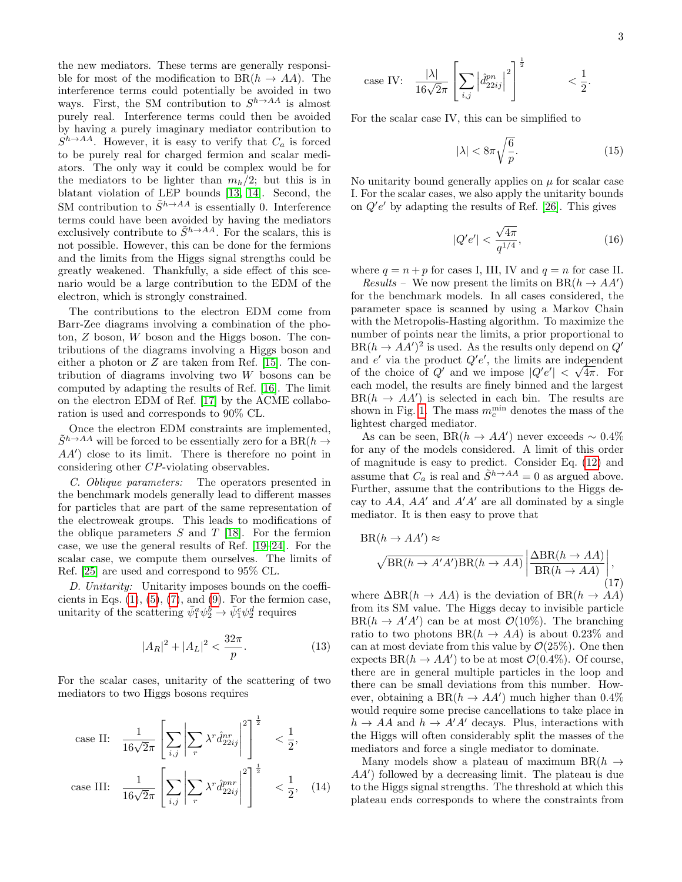the new mediators. These terms are generally responsible for most of the modification to $\text{BR}(h \to AA)$. The interference terms could potentially be avoided in two ways. First, the SM contribution to $S^{h\to AA}$ is almost purely real. Interference terms could then be avoided by having a purely imaginary mediator contribution to $S^{h\to AA}$. However, it is easy to verify that $C_a$ is forced to be purely real for charged fermion and scalar mediators. The only way it could be complex would be for the mediators to be lighter than $m_h/2$; but this is in blatant violation of LEP bounds [13, 14]. Second, the SM contribution to $\tilde{S}^{h\to AA}$ is essentially 0. Interference terms could have been avoided by having the mediators exclusively contribute to $\tilde{S}^{h\to AA}$. For the scalars, this is not possible. However, this can be done for the fermions and the limits from the Higgs signal strengths could be greatly weakened. Thankfully, a side effect of this scenario would be a large contribution to the EDM of the electron, which is strongly constrained.

The contributions to the electron EDM come from Barr-Zee diagrams involving a combination of the photon, $Z$ boson, $W$ boson and the Higgs boson. The contributions of the diagrams involving a Higgs boson and either a photon or $Z$ are taken from Ref. [15]. The contribution of diagrams involving two $W$ bosons can be computed by adapting the results of Ref. [16]. The limit on the electron EDM of Ref. [17] by the ACME collaboration is used and corresponds to 90% CL.

Once the electron EDM constraints are implemented, $\tilde{S}^{h\to AA}$ will be forced to be essentially zero for a $\text{BR}(h \to AA')$ close to its limit. There is therefore no point in considering other $CP$-violating observables.

*C. Oblique parameters:* The operators presented in the benchmark models generally lead to different masses for particles that are part of the same representation of the electroweak groups. This leads to modifications of the oblique parameters $S$ and $T$ [18]. For the fermion case, we use the general results of Ref. [19–24]. For the scalar case, we compute them ourselves. The limits of Ref. [25] are used and correspond to 95% CL.

*D. Unitarity:* Unitarity imposes bounds on the coefficients in Eqs. (1), (5), (7), and (9). For the fermion case, unitarity of the scattering $\bar{\psi}_1^a\psi_2^b \to \bar{\psi}_1^c\psi_2^d$ requires

$$|A_R|^2 + |A_L|^2 < \frac{32\pi}{p}. \tag{13}$$

For the scalar cases, unitarity of the scattering of two mediators to two Higgs bosons requires

$$\begin{aligned}
&\text{case II:} \quad \frac{1}{16\sqrt{2}\pi}\left[\sum_{i,j}\left|\sum_r \lambda^r \hat{d}^{nr}_{22ij}\right|^2\right]^{\frac{1}{2}} < \frac{1}{2},\\
&\text{case III:} \quad \frac{1}{16\sqrt{2}\pi}\left[\sum_{i,j}\left|\sum_r \lambda^r \hat{d}^{pnr}_{22ij}\right|^2\right]^{\frac{1}{2}} < \frac{1}{2}, \qquad (14)\\
&\text{case IV:} \quad \frac{|\lambda|}{16\sqrt{2}\pi}\left[\sum_{i,j}\left|\hat{d}^{pn}_{22ij}\right|^2\right]^{\frac{1}{2}} < \frac{1}{2}.
\end{aligned}$$

For the scalar case IV, this can be simplified to

$$|\lambda| < 8\pi\sqrt{\frac{6}{p}}. \tag{15}$$

No unitarity bound generally applies on $\mu$ for scalar case I. For the scalar cases, we also apply the unitarity bounds on $Q'e'$ by adapting the results of Ref. [26]. This gives

$$|Q'e'| < \frac{\sqrt{4\pi}}{q^{1/4}}, \tag{16}$$

where $q = n + p$ for cases I, III, IV and $q = n$ for case II.

*Results –* We now present the limits on $\text{BR}(h \to AA')$ for the benchmark models. In all cases considered, the parameter space is scanned by using a Markov Chain with the Metropolis-Hasting algorithm. To maximize the number of points near the limits, a prior proportional to $\text{BR}(h \to AA')^2$ is used. As the results only depend on $Q'$ and $e'$ via the product $Q'e'$, the limits are independent of the choice of $Q'$ and we impose $|Q'e'| < \sqrt{4\pi}$. For each model, the results are finely binned and the largest $\text{BR}(h \to AA')$ is selected in each bin. The results are shown in Fig. 1. The mass $m_c^{\text{min}}$ denotes the mass of the lightest charged mediator.

As can be seen, $\text{BR}(h \to AA')$ never exceeds $\sim 0.4\%$ for any of the models considered. A limit of this order of magnitude is easy to predict. Consider Eq. (12) and assume that $C_a$ is real and $\tilde{S}^{h\to AA} = 0$ as argued above. Further, assume that the contributions to the Higgs decay to $AA$, $AA'$ and $A'A'$ are all dominated by a single mediator. It is then easy to prove that

$$\text{BR}(h \to AA') \approx \sqrt{\text{BR}(h \to A'A')\text{BR}(h \to AA)}\left|\frac{\Delta\text{BR}(h \to AA)}{\text{BR}(h \to AA)}\right|, \tag{17}$$

where $\Delta\text{BR}(h \to AA)$ is the deviation of $\text{BR}(h \to AA)$ from its SM value. The Higgs decay to invisible particle $\text{BR}(h \to A'A')$ can be at most $\mathcal{O}(10\%)$. The branching ratio to two photons $\text{BR}(h \to AA)$ is about 0.23% and can at most deviate from this value by $\mathcal{O}(25\%)$. One then expects $\text{BR}(h \to AA')$ to be at most $\mathcal{O}(0.4\%)$. Of course, there are in general multiple particles in the loop and there can be small deviations from this number. However, obtaining a $\text{BR}(h \to AA')$ much higher than 0.4% would require some precise cancellations to take place in $h \to AA$ and $h \to A'A'$ decays. Plus, interactions with the Higgs will often considerably split the masses of the mediators and force a single mediator to dominate.

Many models show a plateau of maximum $\text{BR}(h \to AA')$ followed by a decreasing limit. The plateau is due to the Higgs signal strengths. The threshold at which this plateau ends corresponds to where the constraints from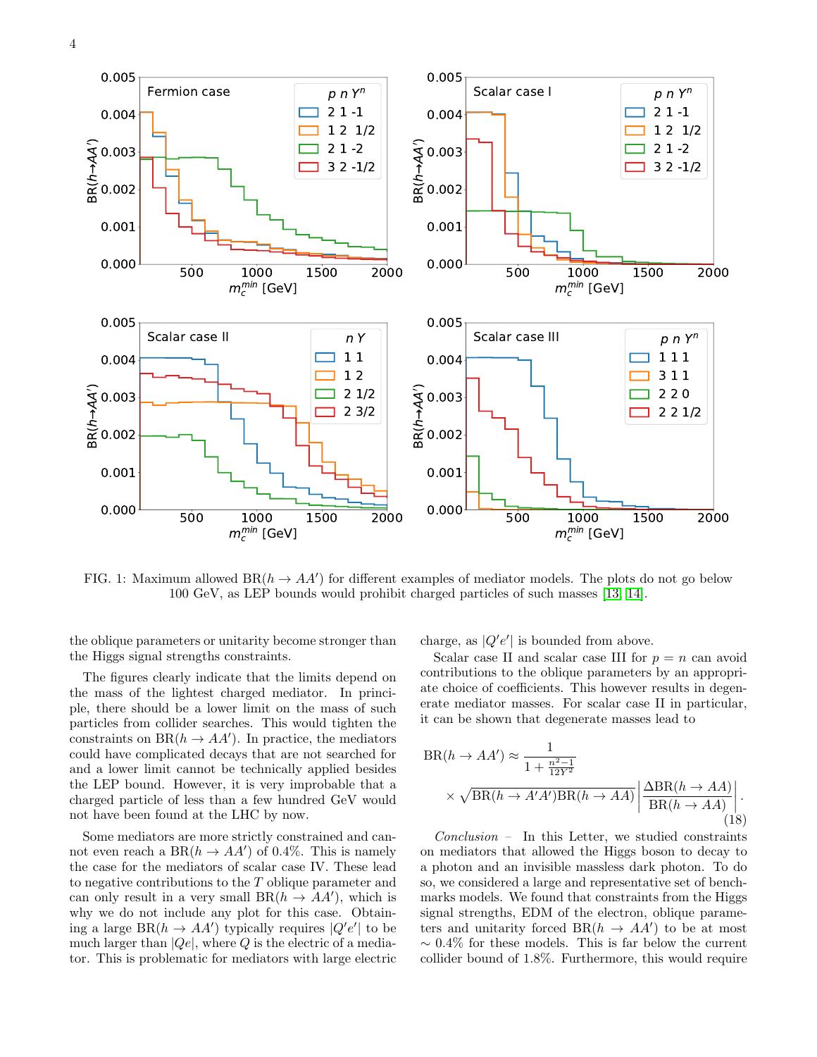FIG. 1: Maximum allowed $\mathrm{BR}(h \to AA')$ for different examples of mediator models. The plots do not go below 100 GeV, as LEP bounds would prohibit charged particles of such masses [13, 14].

the oblique parameters or unitarity become stronger than the Higgs signal strengths constraints.

The figures clearly indicate that the limits depend on the mass of the lightest charged mediator. In principle, there should be a lower limit on the mass of such particles from collider searches. This would tighten the constraints on $\mathrm{BR}(h \to AA')$. In practice, the mediators could have complicated decays that are not searched for and a lower limit cannot be technically applied besides the LEP bound. However, it is very improbable that a charged particle of less than a few hundred GeV would not have been found at the LHC by now.

Some mediators are more strictly constrained and cannot even reach a $\mathrm{BR}(h \to AA')$ of 0.4%. This is namely the case for the mediators of scalar case IV. These lead to negative contributions to the $T$ oblique parameter and can only result in a very small $\mathrm{BR}(h \to AA')$, which is why we do not include any plot for this case. Obtaining a large $\mathrm{BR}(h \to AA')$ typically requires $|Q'e'|$ to be much larger than $|Qe|$, where $Q$ is the electric of a mediator. This is problematic for mediators with large electric charge, as $|Q'e'|$ is bounded from above.

Scalar case II and scalar case III for $p = n$ can avoid contributions to the oblique parameters by an appropriate choice of coefficients. This however results in degenerate mediator masses. For scalar case II in particular, it can be shown that degenerate masses lead to

$$\mathrm{BR}(h \to AA') \approx \frac{1}{1 + \frac{n^2-1}{12Y^2}} \times \sqrt{\mathrm{BR}(h \to A'A')\mathrm{BR}(h \to AA)} \left| \frac{\Delta \mathrm{BR}(h \to AA)}{\mathrm{BR}(h \to AA)} \right|. \tag{18}$$

*Conclusion* – In this Letter, we studied constraints on mediators that allowed the Higgs boson to decay to a photon and an invisible massless dark photon. To do so, we considered a large and representative set of benchmarks models. We found that constraints from the Higgs signal strengths, EDM of the electron, oblique parameters and unitarity forced $\mathrm{BR}(h \to AA')$ to be at most $\sim 0.4\%$ for these models. This is far below the current collider bound of 1.8%. Furthermore, this would require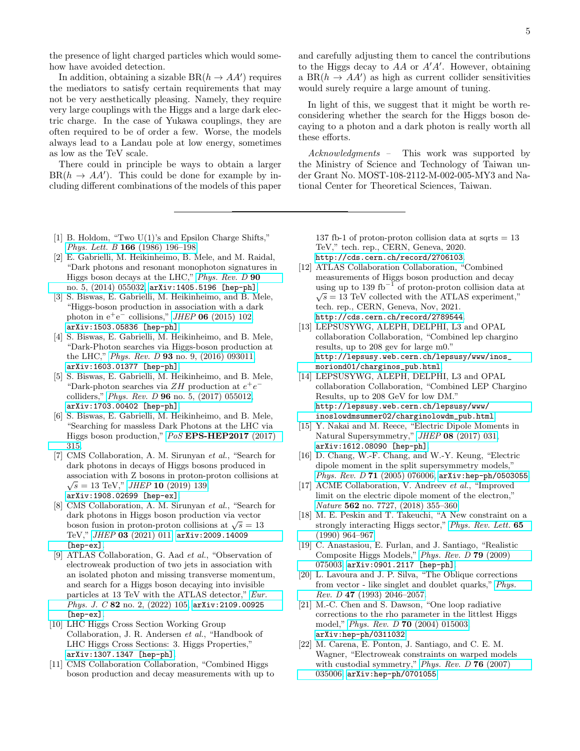the presence of light charged particles which would somehow have avoided detection.

In addition, obtaining a sizable $\mathrm{BR}(h \to AA')$ requires the mediators to satisfy certain requirements that may not be very aesthetically pleasing. Namely, they require very large couplings with the Higgs and a large dark electric charge. In the case of Yukawa couplings, they are often required to be of order a few. Worse, the models always lead to a Landau pole at low energy, sometimes as low as the TeV scale.

There could in principle be ways to obtain a larger $\mathrm{BR}(h \to AA')$. This could be done for example by including different combinations of the models of this paper and carefully adjusting them to cancel the contributions to the Higgs decay to $AA$ or $A'A'$. However, obtaining a $\mathrm{BR}(h \to AA')$ as high as current collider sensitivities would surely require a large amount of tuning.

In light of this, we suggest that it might be worth reconsidering whether the search for the Higgs boson decaying to a photon and a dark photon is really worth all these efforts.

*Acknowledgments* – This work was supported by the Ministry of Science and Technology of Taiwan under Grant No. MOST-108-2112-M-002-005-MY3 and National Center for Theoretical Sciences, Taiwan.

---

[1] B. Holdom, "Two U(1)'s and Epsilon Charge Shifts," *Phys. Lett. B* **166** (1986) 196–198.

[2] E. Gabrielli, M. Heikinheimo, B. Mele, and M. Raidal, "Dark photons and resonant monophoton signatures in Higgs boson decays at the LHC," *Phys. Rev. D* **90** no. 5, (2014) 055032, arXiv:1405.5196 [hep-ph].

[3] S. Biswas, E. Gabrielli, M. Heikinheimo, and B. Mele, "Higgs-boson production in association with a dark photon in e$^+$e$^-$ collisions," *JHEP* **06** (2015) 102, arXiv:1503.05836 [hep-ph].

[4] S. Biswas, E. Gabrielli, M. Heikinheimo, and B. Mele, "Dark-Photon searches via Higgs-boson production at the LHC," *Phys. Rev. D* **93** no. 9, (2016) 093011, arXiv:1603.01377 [hep-ph].

[5] S. Biswas, E. Gabrielli, M. Heikinheimo, and B. Mele, "Dark-photon searches via $ZH$ production at $e^+e^-$ colliders," *Phys. Rev. D* **96** no. 5, (2017) 055012, arXiv:1703.00402 [hep-ph].

[6] S. Biswas, E. Gabrielli, M. Heikinheimo, and B. Mele, "Searching for massless Dark Photons at the LHC via Higgs boson production," *PoS* **EPS-HEP2017** (2017) 315.

[7] CMS Collaboration, A. M. Sirunyan *et al.*, "Search for dark photons in decays of Higgs bosons produced in association with Z bosons in proton-proton collisions at $\sqrt{s} = 13$ TeV," *JHEP* **10** (2019) 139, arXiv:1908.02699 [hep-ex].

[8] CMS Collaboration, A. M. Sirunyan *et al.*, "Search for dark photons in Higgs boson production via vector boson fusion in proton-proton collisions at $\sqrt{s} = 13$ TeV," *JHEP* **03** (2021) 011, arXiv:2009.14009 [hep-ex].

[9] ATLAS Collaboration, G. Aad *et al.*, "Observation of electroweak production of two jets in association with an isolated photon and missing transverse momentum, and search for a Higgs boson decaying into invisible particles at 13 TeV with the ATLAS detector," *Eur. Phys. J. C* **82** no. 2, (2022) 105, arXiv:2109.00925 [hep-ex].

[10] LHC Higgs Cross Section Working Group Collaboration, J. R. Andersen *et al.*, "Handbook of LHC Higgs Cross Sections: 3. Higgs Properties," arXiv:1307.1347 [hep-ph].

[11] CMS Collaboration Collaboration, "Combined Higgs boson production and decay measurements with up to 137 fb-1 of proton-proton collision data at sqrts = 13 TeV," tech. rep., CERN, Geneva, 2020. http://cds.cern.ch/record/2706103.

[12] ATLAS Collaboration Collaboration, "Combined measurements of Higgs boson production and decay using up to 139 fb$^{-1}$ of proton-proton collision data at $\sqrt{s} = 13$ TeV collected with the ATLAS experiment," tech. rep., CERN, Geneva, Nov, 2021. http://cds.cern.ch/record/2789544.

[13] LEPSUSYWG, ALEPH, DELPHI, L3 and OPAL collaboration Collaboration, "Combined lep chargino results, up to 208 gev for large m0." http://lepsusy.web.cern.ch/lepsusy/www/inos_moriond01/charginos_pub.html.

[14] LEPSUSYWG, ALEPH, DELPHI, L3 and OPAL collaboration Collaboration, "Combined LEP Chargino Results, up to 208 GeV for low DM." http://lepsusy.web.cern.ch/lepsusy/www/inoslowdmsummer02/charginolowdm_pub.html.

[15] Y. Nakai and M. Reece, "Electric Dipole Moments in Natural Supersymmetry," *JHEP* **08** (2017) 031, arXiv:1612.08090 [hep-ph].

[16] D. Chang, W.-F. Chang, and W.-Y. Keung, "Electric dipole moment in the split supersymmetry models," *Phys. Rev. D* **71** (2005) 076006, arXiv:hep-ph/0503055.

[17] ACME Collaboration, V. Andreev *et al.*, "Improved limit on the electric dipole moment of the electron," *Nature* **562** no. 7727, (2018) 355–360.

[18] M. E. Peskin and T. Takeuchi, "A New constraint on a strongly interacting Higgs sector," *Phys. Rev. Lett.* **65** (1990) 964–967.

[19] C. Anastasiou, E. Furlan, and J. Santiago, "Realistic Composite Higgs Models," *Phys. Rev. D* **79** (2009) 075003, arXiv:0901.2117 [hep-ph].

[20] L. Lavoura and J. P. Silva, "The Oblique corrections from vector - like singlet and doublet quarks," *Phys. Rev. D* **47** (1993) 2046–2057.

[21] M.-C. Chen and S. Dawson, "One loop radiative corrections to the rho parameter in the littlest Higgs model," *Phys. Rev. D* **70** (2004) 015003, arXiv:hep-ph/0311032.

[22] M. Carena, E. Ponton, J. Santiago, and C. E. M. Wagner, "Electroweak constraints on warped models with custodial symmetry," *Phys. Rev. D* **76** (2007) 035006, arXiv:hep-ph/0701055.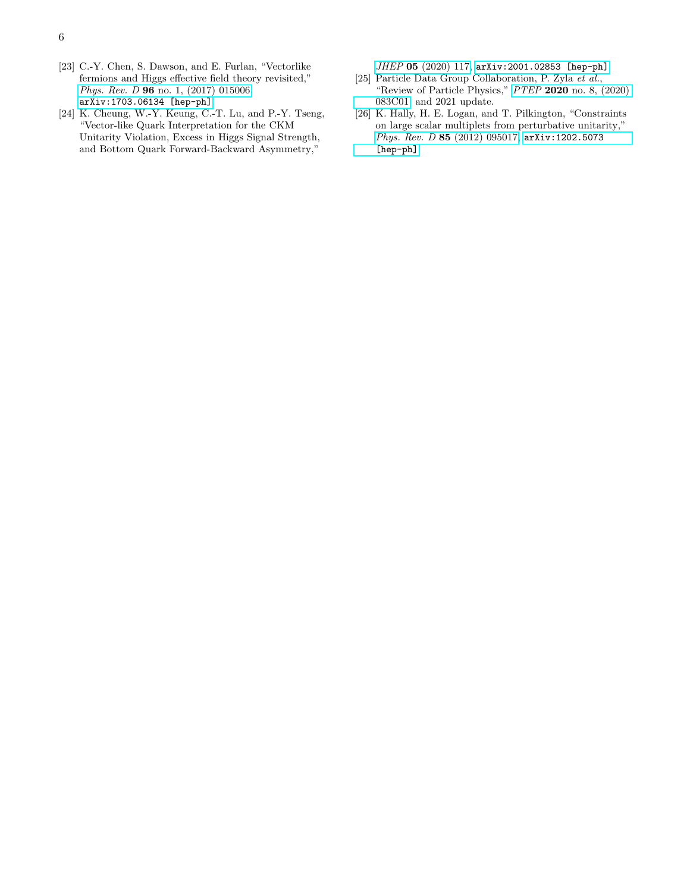[23] C.-Y. Chen, S. Dawson, and E. Furlan, "Vectorlike fermions and Higgs effective field theory revisited," *Phys. Rev. D* **96** no. 1, (2017) 015006, arXiv:1703.06134 [hep-ph].

[24] K. Cheung, W.-Y. Keung, C.-T. Lu, and P.-Y. Tseng, "Vector-like Quark Interpretation for the CKM Unitarity Violation, Excess in Higgs Signal Strength, and Bottom Quark Forward-Backward Asymmetry," *JHEP* **05** (2020) 117, arXiv:2001.02853 [hep-ph].

[25] Particle Data Group Collaboration, P. Zyla *et al.*, "Review of Particle Physics," *PTEP* **2020** no. 8, (2020) 083C01, and 2021 update.

[26] K. Hally, H. E. Logan, and T. Pilkington, "Constraints on large scalar multiplets from perturbative unitarity," *Phys. Rev. D* **85** (2012) 095017, arXiv:1202.5073 [hep-ph].